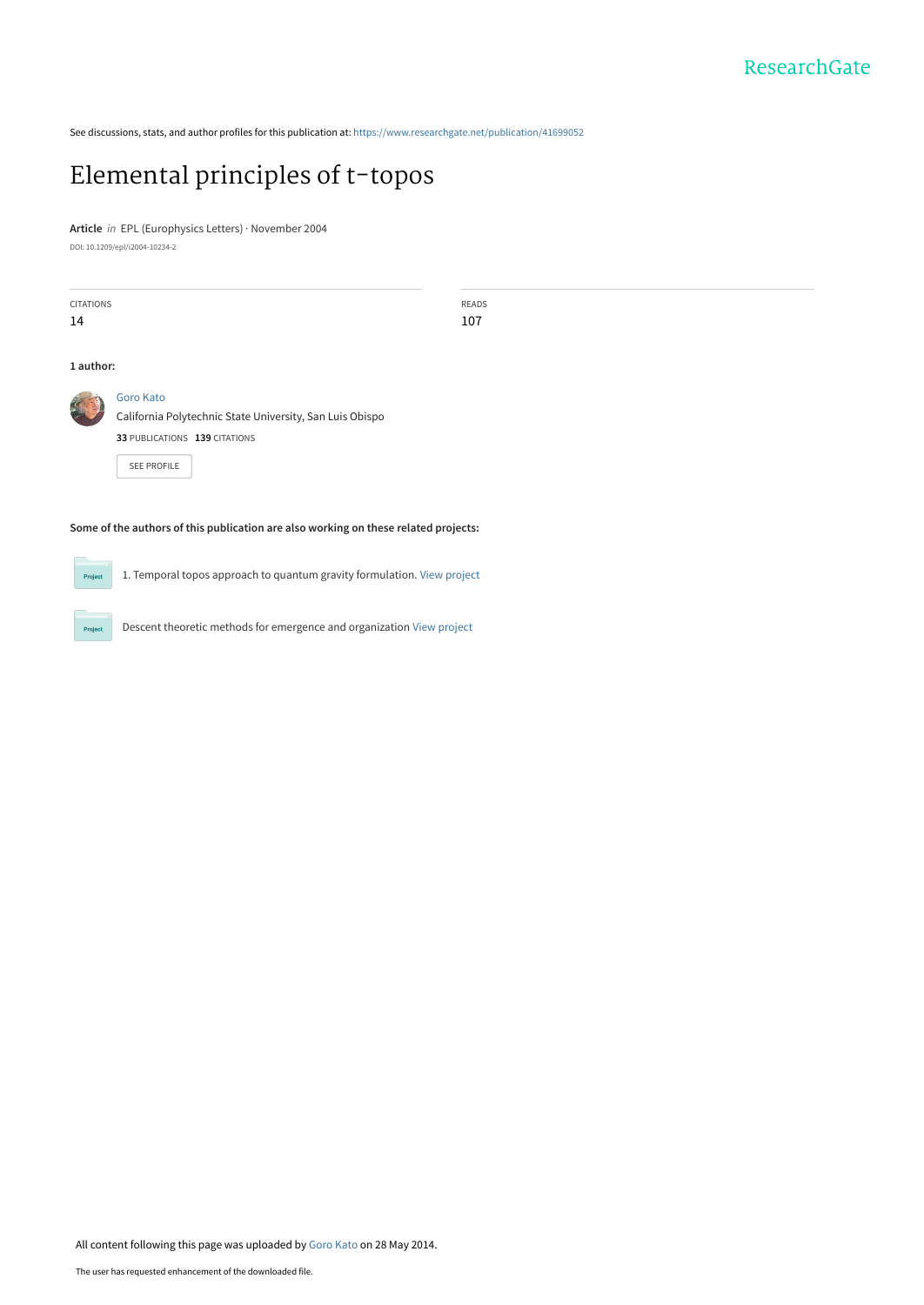ResearchGate

See discussions, stats, and author profiles for this publication at: https://www.researchgate.net/publication/41699052

# Elemental principles of t-topos

**Article** *in* EPL (Europhysics Letters) · November 2004

DOI: 10.1209/epl/i2004-10234-2

CITATIONS
14

READS
107

**1 author:**

Goro Kato
California Polytechnic State University, San Luis Obispo
**33** PUBLICATIONS **139** CITATIONS

SEE PROFILE

**Some of the authors of this publication are also working on these related projects:**

1. Temporal topos approach to quantum gravity formulation. View project

Descent theoretic methods for emergence and organization View project

All content following this page was uploaded by Goro Kato on 28 May 2014.

The user has requested enhancement of the downloaded file.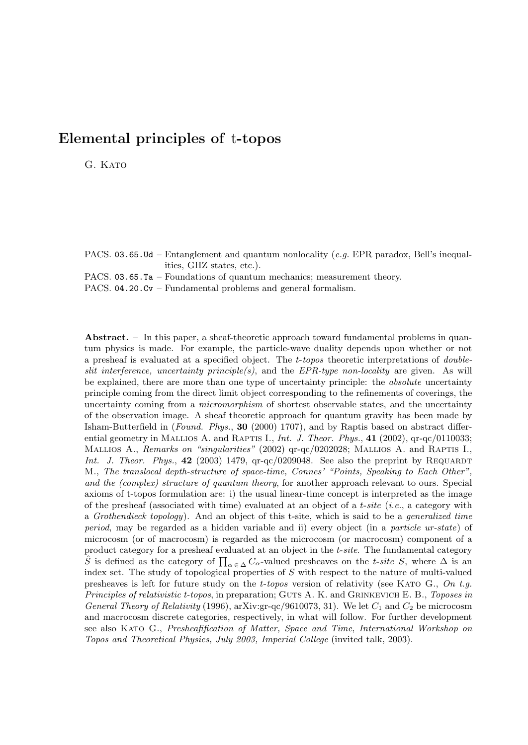# Elemental principles of t-topos

G. Kato

PACS. `03.65.Ud` – Entanglement and quantum nonlocality (*e.g.* EPR paradox, Bell's inequalities, GHZ states, etc.).

PACS. `03.65.Ta` – Foundations of quantum mechanics; measurement theory.

PACS. `04.20.Cv` – Fundamental problems and general formalism.

**Abstract.** – In this paper, a sheaf-theoretic approach toward fundamental problems in quantum physics is made. For example, the particle-wave duality depends upon whether or not a presheaf is evaluated at a specified object. The *t-topos* theoretic interpretations of *double-slit interference, uncertainty principle(s)*, and the *EPR-type non-locality* are given. As will be explained, there are more than one type of uncertainty principle: the *absolute* uncertainty principle coming from the direct limit object corresponding to the refinements of coverings, the uncertainty coming from a *micromorphism* of shortest observable states, and the uncertainty of the observation image. A sheaf theoretic approach for quantum gravity has been made by Isham-Butterfield in (*Found. Phys.*, **30** (2000) 1707), and by Raptis based on abstract differential geometry in Mallios A. and Raptis I., *Int. J. Theor. Phys.*, **41** (2002), qr-qc/0110033; Mallios A., *Remarks on "singularities"* (2002) qr-qc/0202028; Mallios A. and Raptis I., *Int. J. Theor. Phys.*, **42** (2003) 1479, qr-qc/0209048. See also the preprint by Requardt M., *The translocal depth-structure of space-time, Connes' "Points, Speaking to Each Other", and the (complex) structure of quantum theory*, for another approach relevant to ours. Special axioms of t-topos formulation are: i) the usual linear-time concept is interpreted as the image of the presheaf (associated with time) evaluated at an object of a *t-site* (*i.e.*, a category with a *Grothendieck topology*). And an object of this t-site, which is said to be a *generalized time period*, may be regarded as a hidden variable and ii) every object (in a *particle ur-state*) of microcosm (or of macrocosm) is regarded as the microcosm (or macrocosm) component of a product category for a presheaf evaluated at an object in the *t-site*. The fundamental category $\hat{S}$ is defined as the category of $\prod_{\alpha \in \Delta} C_\alpha$-valued presheaves on the *t-site* $S$, where $\Delta$ is an index set. The study of topological properties of $S$ with respect to the nature of multi-valued presheaves is left for future study on the *t-topos* version of relativity (see Kato G., *On t.g. Principles of relativistic t-topos*, in preparation; Guts A. K. and Grinkevich E. B., *Toposes in General Theory of Relativity* (1996), arXiv:gr-qc/9610073, 31). We let $C_1$ and $C_2$ be microcosm and macrocosm discrete categories, respectively, in what will follow. For further development see also Kato G., *Presheafification of Matter, Space and Time*, *International Workshop on Topos and Theoretical Physics, July 2003, Imperial College* (invited talk, 2003).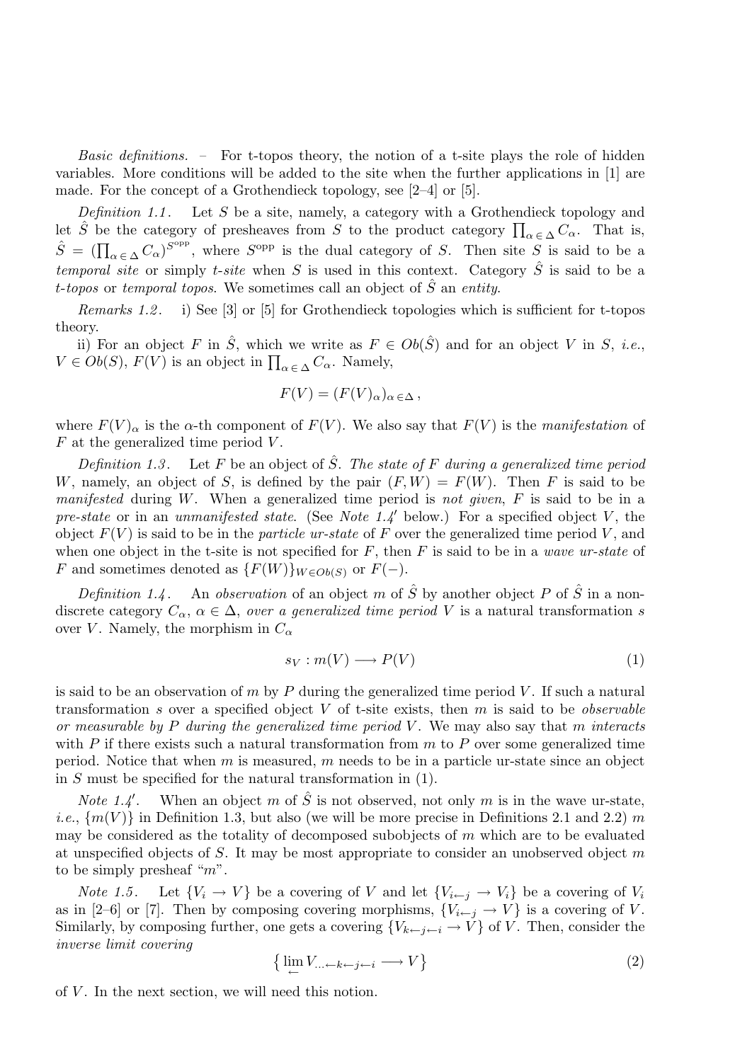*Basic definitions.* – For t-topos theory, the notion of a t-site plays the role of hidden variables. More conditions will be added to the site when the further applications in [1] are made. For the concept of a Grothendieck topology, see [2–4] or [5].

*Definition 1.1.* Let $S$ be a site, namely, a category with a Grothendieck topology and let $\hat{S}$ be the category of presheaves from $S$ to the product category $\prod_{\alpha \in \Delta} C_\alpha$. That is, $\hat{S} = (\prod_{\alpha \in \Delta} C_\alpha)^{S^{\text{opp}}}$, where $S^{\text{opp}}$ is the dual category of $S$. Then site $S$ is said to be a *temporal site* or simply *t-site* when $S$ is used in this context. Category $\hat{S}$ is said to be a *t-topos* or *temporal topos*. We sometimes call an object of $\hat{S}$ an *entity*.

*Remarks 1.2.* i) See [3] or [5] for Grothendieck topologies which is sufficient for t-topos theory.

ii) For an object $F$ in $\hat{S}$, which we write as $F \in Ob(\hat{S})$ and for an object $V$ in $S$, *i.e.*, $V \in Ob(S)$, $F(V)$ is an object in $\prod_{\alpha \in \Delta} C_\alpha$. Namely,

$$F(V) = (F(V)_\alpha)_{\alpha \in \Delta},$$

where $F(V)_\alpha$ is the $\alpha$-th component of $F(V)$. We also say that $F(V)$ is the *manifestation* of $F$ at the generalized time period $V$.

*Definition 1.3.* Let $F$ be an object of $\hat{S}$. *The state of $F$ during a generalized time period* $W$, namely, an object of $S$, is defined by the pair $(F, W) = F(W)$. Then $F$ is said to be *manifested* during $W$. When a generalized time period is *not given*, $F$ is said to be in a *pre-state* or in an *unmanifested state*. (See *Note 1.4′* below.) For a specified object $V$, the object $F(V)$ is said to be in the *particle ur-state* of $F$ over the generalized time period $V$, and when one object in the t-site is not specified for $F$, then $F$ is said to be in a *wave ur-state* of $F$ and sometimes denoted as $\{F(W)\}_{W \in Ob(S)}$ or $F(-)$.

*Definition 1.4.* An *observation* of an object $m$ of $\hat{S}$ by another object $P$ of $\hat{S}$ in a non-discrete category $C_\alpha$, $\alpha \in \Delta$, *over a generalized time period* $V$ is a natural transformation $s$ over $V$. Namely, the morphism in $C_\alpha$

$$s_V : m(V) \longrightarrow P(V) \tag{1}$$

is said to be an observation of $m$ by $P$ during the generalized time period $V$. If such a natural transformation $s$ over a specified object $V$ of t-site exists, then $m$ is said to be *observable or measurable by $P$ during the generalized time period $V$*. We may also say that $m$ *interacts* with $P$ if there exists such a natural transformation from $m$ to $P$ over some generalized time period. Notice that when $m$ is measured, $m$ needs to be in a particle ur-state since an object in $S$ must be specified for the natural transformation in (1).

*Note 1.4′.* When an object $m$ of $\hat{S}$ is not observed, not only $m$ is in the wave ur-state, *i.e.*, $\{m(V)\}$ in Definition 1.3, but also (we will be more precise in Definitions 2.1 and 2.2) $m$ may be considered as the totality of decomposed subobjects of $m$ which are to be evaluated at unspecified objects of $S$. It may be most appropriate to consider an unobserved object $m$ to be simply presheaf "$m$".

*Note 1.5.* Let $\{V_i \to V\}$ be a covering of $V$ and let $\{V_{i \leftarrow j} \to V_i\}$ be a covering of $V_i$ as in [2–6] or [7]. Then by composing covering morphisms, $\{V_{i \leftarrow j} \to V\}$ is a covering of $V$. Similarly, by composing further, one gets a covering $\{V_{k \leftarrow j \leftarrow i} \to V\}$ of $V$. Then, consider the *inverse limit covering*

$$\{\varprojlim V_{\ldots \leftarrow k \leftarrow j \leftarrow i} \longrightarrow V\} \tag{2}$$

of $V$. In the next section, we will need this notion.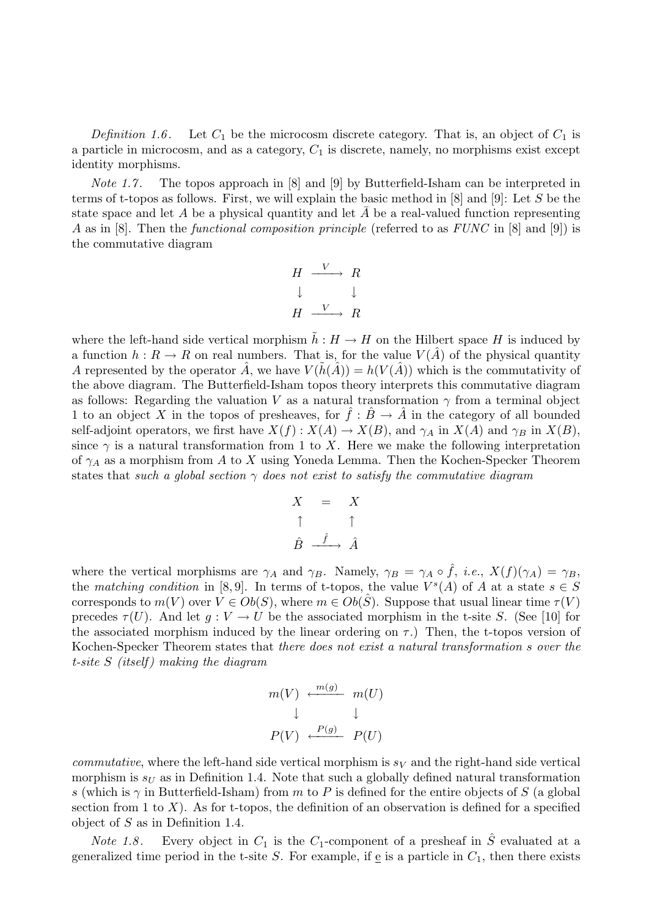*Definition 1.6.* Let $C_1$ be the microcosm discrete category. That is, an object of $C_1$ is a particle in microcosm, and as a category, $C_1$ is discrete, namely, no morphisms exist except identity morphisms.

*Note 1.7.* The topos approach in [8] and [9] by Butterfield-Isham can be interpreted in terms of t-topos as follows. First, we will explain the basic method in [8] and [9]: Let $S$ be the state space and let $A$ be a physical quantity and let $\bar{A}$ be a real-valued function representing $A$ as in [8]. Then the *functional composition principle* (referred to as *FUNC* in [8] and [9]) is the commutative diagram

$$\begin{array}{ccc} H & \xrightarrow{V} & R \\ \downarrow & & \downarrow \\ H & \xrightarrow{V} & R \end{array}$$

where the left-hand side vertical morphism $\tilde{h} : H \to H$ on the Hilbert space $H$ is induced by a function $h : R \to R$ on real numbers. That is, for the value $V(\hat{A})$ of the physical quantity $A$ represented by the operator $\hat{A}$, we have $V(\tilde{h}(\hat{A})) = h(V(\hat{A}))$ which is the commutativity of the above diagram. The Butterfield-Isham topos theory interprets this commutative diagram as follows: Regarding the valuation $V$ as a natural transformation $\gamma$ from a terminal object 1 to an object $X$ in the topos of presheaves, for $\hat{f} : \hat{B} \to \hat{A}$ in the category of all bounded self-adjoint operators, we first have $X(f) : X(A) \to X(B)$, and $\gamma_A$ in $X(A)$ and $\gamma_B$ in $X(B)$, since $\gamma$ is a natural transformation from 1 to $X$. Here we make the following interpretation of $\gamma_A$ as a morphism from $A$ to $X$ using Yoneda Lemma. Then the Kochen-Specker Theorem states that *such a global section $\gamma$ does not exist to satisfy the commutative diagram*

$$\begin{array}{ccc} X & = & X \\ \uparrow & & \uparrow \\ \hat{B} & \xrightarrow{\hat{f}} & \hat{A} \end{array}$$

where the vertical morphisms are $\gamma_A$ and $\gamma_B$. Namely, $\gamma_B = \gamma_A \circ \hat{f}$, *i.e.*, $X(f)(\gamma_A) = \gamma_B$, the *matching condition* in [8, 9]. In terms of t-topos, the value $V^s(A)$ of $A$ at a state $s \in S$ corresponds to $m(V)$ over $V \in Ob(S)$, where $m \in Ob(\hat{S})$. Suppose that usual linear time $\tau(V)$ precedes $\tau(U)$. And let $g : V \to U$ be the associated morphism in the t-site $S$. (See [10] for the associated morphism induced by the linear ordering on $\tau$.) Then, the t-topos version of Kochen-Specker Theorem states that *there does not exist a natural transformation $s$ over the t-site $S$ (itself) making the diagram*

$$\begin{array}{ccc} m(V) & \xleftarrow{m(g)} & m(U) \\ \downarrow & & \downarrow \\ P(V) & \xleftarrow{P(g)} & P(U) \end{array}$$

*commutative*, where the left-hand side vertical morphism is $s_V$ and the right-hand side vertical morphism is $s_U$ as in Definition 1.4. Note that such a globally defined natural transformation $s$ (which is $\gamma$ in Butterfield-Isham) from $m$ to $P$ is defined for the entire objects of $S$ (a global section from 1 to $X$). As for t-topos, the definition of an observation is defined for a specified object of $S$ as in Definition 1.4.

*Note 1.8.* Every object in $C_1$ is the $C_1$-component of a presheaf in $\hat{S}$ evaluated at a generalized time period in the t-site $S$. For example, if $\underline{e}$ is a particle in $C_1$, then there exists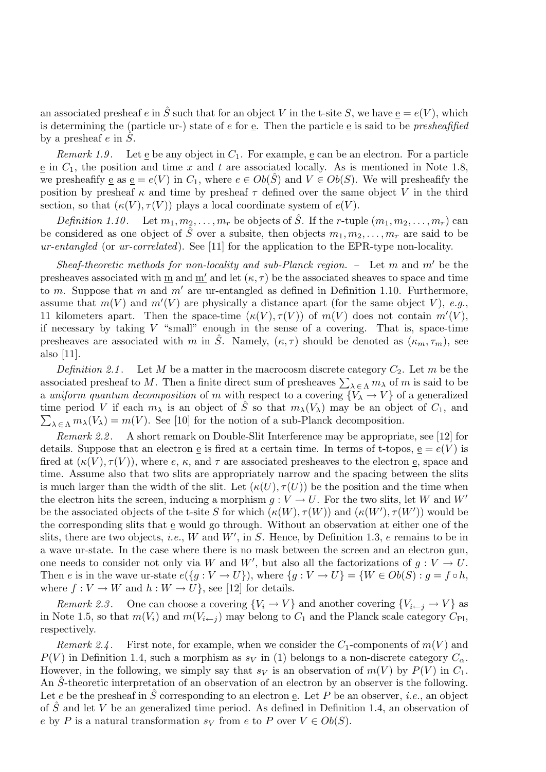an associated presheaf $e$ in $\hat{S}$ such that for an object $V$ in the t-site $S$, we have $\underline{e} = e(V)$, which is determining the (particle ur-) state of $e$ for $\underline{e}$. Then the particle $\underline{e}$ is said to be *presheafified* by a presheaf $e$ in $\hat{S}$.

*Remark 1.9*. Let $\underline{e}$ be any object in $C_1$. For example, $\underline{e}$ can be an electron. For a particle $\underline{e}$ in $C_1$, the position and time $x$ and $t$ are associated locally. As is mentioned in Note 1.8, we presheafify $\underline{e}$ as $\underline{e} = e(V)$ in $C_1$, where $e \in Ob(\hat{S})$ and $V \in Ob(S)$. We will presheafify the position by presheaf $\kappa$ and time by presheaf $\tau$ defined over the same object $V$ in the third section, so that $(\kappa(V), \tau(V))$ plays a local coordinate system of $e(V)$.

*Definition 1.10*. Let $m_1, m_2, \ldots, m_r$ be objects of $\hat{S}$. If the $r$-tuple $(m_1, m_2, \ldots, m_r)$ can be considered as one object of $\hat{S}$ over a subsite, then objects $m_1, m_2, \ldots, m_r$ are said to be *ur-entangled* (or *ur-correlated*). See [11] for the application to the EPR-type non-locality.

*Sheaf-theoretic methods for non-locality and sub-Planck region.* – Let $m$ and $m'$ be the presheaves associated with $\underline{m}$ and $\underline{m'}$ and let $(\kappa, \tau)$ be the associated sheaves to space and time to $m$. Suppose that $m$ and $m'$ are ur-entangled as defined in Definition 1.10. Furthermore, assume that $m(V)$ and $m'(V)$ are physically a distance apart (for the same object $V$), *e.g.*, 11 kilometers apart. Then the space-time $(\kappa(V), \tau(V))$ of $m(V)$ does not contain $m'(V)$, if necessary by taking $V$ "small" enough in the sense of a covering. That is, space-time presheaves are associated with $m$ in $\hat{S}$. Namely, $(\kappa, \tau)$ should be denoted as $(\kappa_m, \tau_m)$, see also [11].

*Definition 2.1*. Let $M$ be a matter in the macrocosm discrete category $C_2$. Let $m$ be the associated presheaf to $M$. Then a finite direct sum of presheaves $\sum_{\lambda \in \Lambda} m_\lambda$ of $m$ is said to be a *uniform quantum decomposition* of $m$ with respect to a covering $\{V_\lambda \to V\}$ of a generalized time period $V$ if each $m_\lambda$ is an object of $\hat{S}$ so that $m_\lambda(V_\lambda)$ may be an object of $C_1$, and $\sum_{\lambda \in \Lambda} m_\lambda(V_\lambda) = m(V)$. See [10] for the notion of a sub-Planck decomposition.

*Remark 2.2*. A short remark on Double-Slit Interference may be appropriate, see [12] for details. Suppose that an electron $\underline{e}$ is fired at a certain time. In terms of t-topos, $\underline{e} = e(V)$ is fired at $(\kappa(V), \tau(V))$, where $e$, $\kappa$, and $\tau$ are associated presheaves to the electron $\underline{e}$, space and time. Assume also that two slits are appropriately narrow and the spacing between the slits is much larger than the width of the slit. Let $(\kappa(U), \tau(U))$ be the position and the time when the electron hits the screen, inducing a morphism $g : V \to U$. For the two slits, let $W$ and $W'$ be the associated objects of the t-site $S$ for which $(\kappa(W), \tau(W))$ and $(\kappa(W'), \tau(W'))$ would be the corresponding slits that $\underline{e}$ would go through. Without an observation at either one of the slits, there are two objects, *i.e.*, $W$ and $W'$, in $S$. Hence, by Definition 1.3, $e$ remains to be in a wave ur-state. In the case where there is no mask between the screen and an electron gun, one needs to consider not only via $W$ and $W'$, but also all the factorizations of $g : V \to U$. Then $e$ is in the wave ur-state $e(\{g : V \to U\})$, where $\{g : V \to U\} = \{W \in Ob(S) : g = f \circ h$, where $f : V \to W$ and $h : W \to U\}$, see [12] for details.

*Remark 2.3*. One can choose a covering $\{V_i \to V\}$ and another covering $\{V_{i \leftarrow j} \to V\}$ as in Note 1.5, so that $m(V_i)$ and $m(V_{i \leftarrow j})$ may belong to $C_1$ and the Planck scale category $C_{\text{Pl}}$, respectively.

*Remark 2.4*. First note, for example, when we consider the $C_1$-components of $m(V)$ and $P(V)$ in Definition 1.4, such a morphism as $s_V$ in (1) belongs to a non-discrete category $C_\alpha$. However, in the following, we simply say that $s_V$ is an observation of $m(V)$ by $P(V)$ in $C_1$. An $\hat{S}$-theoretic interpretation of an observation of an electron by an observer is the following. Let $e$ be the presheaf in $\hat{S}$ corresponding to an electron $\underline{e}$. Let $P$ be an observer, *i.e.*, an object of $\hat{S}$ and let $V$ be an generalized time period. As defined in Definition 1.4, an observation of $e$ by $P$ is a natural transformation $s_V$ from $e$ to $P$ over $V \in Ob(S)$.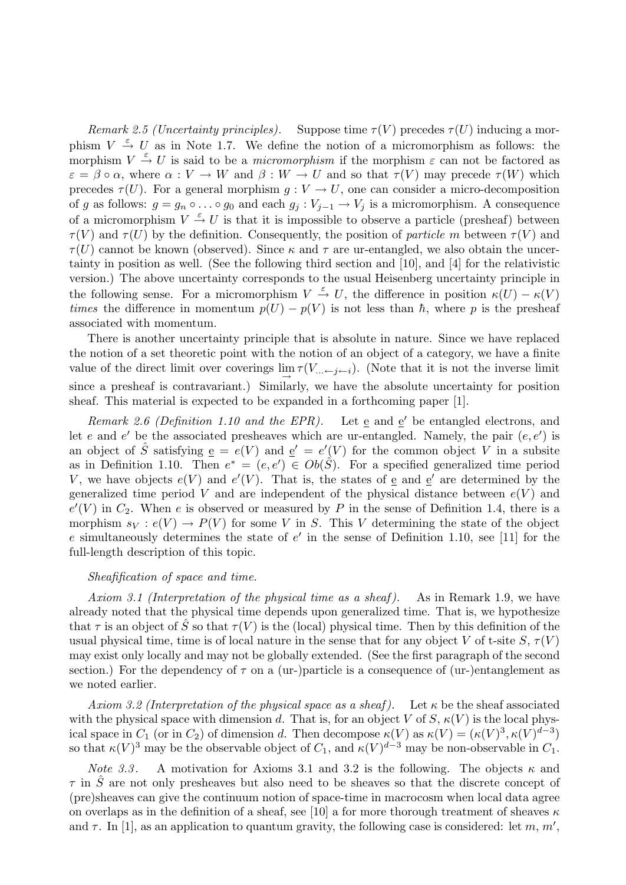*Remark 2.5 (Uncertainty principles).* Suppose time $\tau(V)$ precedes $\tau(U)$ inducing a morphism $V \xrightarrow{\varepsilon} U$ as in Note 1.7. We define the notion of a micromorphism as follows: the morphism $V \xrightarrow{\varepsilon} U$ is said to be a *micromorphism* if the morphism $\varepsilon$ can not be factored as $\varepsilon = \beta \circ \alpha$, where $\alpha : V \to W$ and $\beta : W \to U$ and so that $\tau(V)$ may precede $\tau(W)$ which precedes $\tau(U)$. For a general morphism $g : V \to U$, one can consider a micro-decomposition of $g$ as follows: $g = g_n \circ \ldots \circ g_0$ and each $g_j : V_{j-1} \to V_j$ is a micromorphism. A consequence of a micromorphism $V \xrightarrow{\varepsilon} U$ is that it is impossible to observe a particle (presheaf) between $\tau(V)$ and $\tau(U)$ by the definition. Consequently, the position of *particle* $m$ between $\tau(V)$ and $\tau(U)$ cannot be known (observed). Since $\kappa$ and $\tau$ are ur-entangled, we also obtain the uncertainty in position as well. (See the following third section and [10], and [4] for the relativistic version.) The above uncertainty corresponds to the usual Heisenberg uncertainty principle in the following sense. For a micromorphism $V \xrightarrow{\varepsilon} U$, the difference in position $\kappa(U) - \kappa(V)$ *times* the difference in momentum $p(U) - p(V)$ is not less than $\hbar$, where $p$ is the presheaf associated with momentum.

There is another uncertainty principle that is absolute in nature. Since we have replaced the notion of a set theoretic point with the notion of an object of a category, we have a finite value of the direct limit over coverings $\varinjlim \tau(V_{\ldots \leftarrow j \leftarrow i})$. (Note that it is not the inverse limit since a presheaf is contravariant.) Similarly, we have the absolute uncertainty for position sheaf. This material is expected to be expanded in a forthcoming paper [1].

*Remark 2.6 (Definition 1.10 and the EPR).* Let $\underline{e}$ and $\underline{e}'$ be entangled electrons, and let $e$ and $e'$ be the associated presheaves which are ur-entangled. Namely, the pair $(e, e')$ is an object of $\hat{S}$ satisfying $\underline{e} = e(V)$ and $\underline{e}' = e'(V)$ for the common object $V$ in a subsite as in Definition 1.10. Then $e^* = (e, e') \in Ob(\hat{S})$. For a specified generalized time period $V$, we have objects $e(V)$ and $e'(V)$. That is, the states of $\underline{e}$ and $\underline{e}'$ are determined by the generalized time period $V$ and are independent of the physical distance between $e(V)$ and $e'(V)$ in $C_2$. When $e$ is observed or measured by $P$ in the sense of Definition 1.4, there is a morphism $s_V : e(V) \to P(V)$ for some $V$ in $S$. This $V$ determining the state of the object $e$ simultaneously determines the state of $e'$ in the sense of Definition 1.10, see [11] for the full-length description of this topic.

*Sheafification of space and time.*

*Axiom 3.1 (Interpretation of the physical time as a sheaf).* As in Remark 1.9, we have already noted that the physical time depends upon generalized time. That is, we hypothesize that $\tau$ is an object of $\hat{S}$ so that $\tau(V)$ is the (local) physical time. Then by this definition of the usual physical time, time is of local nature in the sense that for any object $V$ of t-site $S$, $\tau(V)$ may exist only locally and may not be globally extended. (See the first paragraph of the second section.) For the dependency of $\tau$ on a (ur-)particle is a consequence of (ur-)entanglement as we noted earlier.

*Axiom 3.2 (Interpretation of the physical space as a sheaf).* Let $\kappa$ be the sheaf associated with the physical space with dimension $d$. That is, for an object $V$ of $S$, $\kappa(V)$ is the local physical space in $C_1$ (or in $C_2$) of dimension $d$. Then decompose $\kappa(V)$ as $\kappa(V) = (\kappa(V)^3, \kappa(V)^{d-3})$ so that $\kappa(V)^3$ may be the observable object of $C_1$, and $\kappa(V)^{d-3}$ may be non-observable in $C_1$.

*Note 3.3.* A motivation for Axioms 3.1 and 3.2 is the following. The objects $\kappa$ and $\tau$ in $\hat{S}$ are not only presheaves but also need to be sheaves so that the discrete concept of (pre)sheaves can give the continuum notion of space-time in macrocosm when local data agree on overlaps as in the definition of a sheaf, see [10] a for more thorough treatment of sheaves $\kappa$ and $\tau$. In [1], as an application to quantum gravity, the following case is considered: let $m$, $m'$,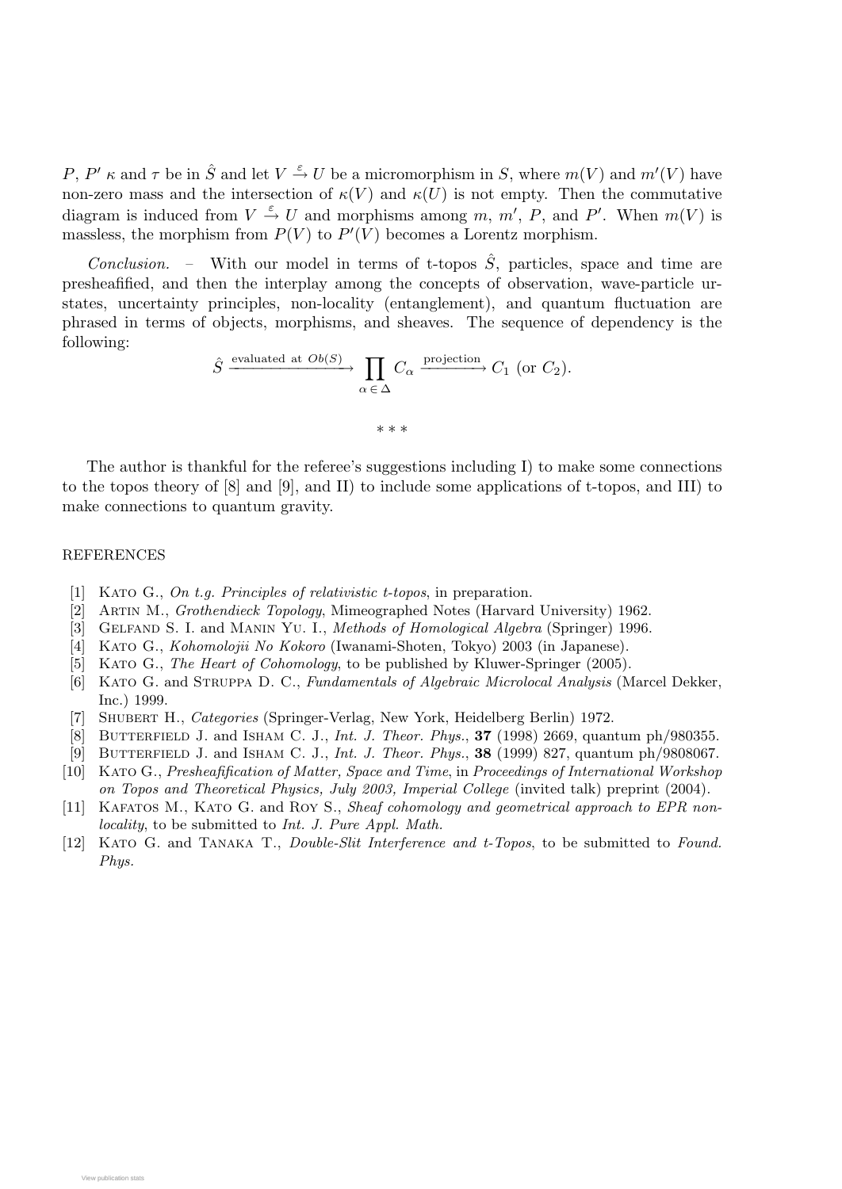$P$, $P'$ $\kappa$ and $\tau$ be in $\hat{S}$ and let $V \xrightarrow{\varepsilon} U$ be a micromorphism in $S$, where $m(V)$ and $m'(V)$ have non-zero mass and the intersection of $\kappa(V)$ and $\kappa(U)$ is not empty. Then the commutative diagram is induced from $V \xrightarrow{\varepsilon} U$ and morphisms among $m$, $m'$, $P$, and $P'$. When $m(V)$ is massless, the morphism from $P(V)$ to $P'(V)$ becomes a Lorentz morphism.

*Conclusion.* – With our model in terms of t-topos $\hat{S}$, particles, space and time are presheafified, and then the interplay among the concepts of observation, wave-particle ur-states, uncertainty principles, non-locality (entanglement), and quantum fluctuation are phrased in terms of objects, morphisms, and sheaves. The sequence of dependency is the following:

$$\hat{S} \xrightarrow{\text{evaluated at } Ob(S)} \prod_{\alpha \in \Delta} C_\alpha \xrightarrow{\text{projection}} C_1 \text{ (or } C_2).$$

\* \* \*

The author is thankful for the referee's suggestions including I) to make some connections to the topos theory of [8] and [9], and II) to include some applications of t-topos, and III) to make connections to quantum gravity.

## REFERENCES

[1] Kato G., *On t.g. Principles of relativistic t-topos*, in preparation.

[2] Artin M., *Grothendieck Topology*, Mimeographed Notes (Harvard University) 1962.

[3] Gelfand S. I. and Manin Yu. I., *Methods of Homological Algebra* (Springer) 1996.

[4] Kato G., *Kohomolojii No Kokoro* (Iwanami-Shoten, Tokyo) 2003 (in Japanese).

[5] Kato G., *The Heart of Cohomology*, to be published by Kluwer-Springer (2005).

[6] Kato G. and Struppa D. C., *Fundamentals of Algebraic Microlocal Analysis* (Marcel Dekker, Inc.) 1999.

[7] Shubert H., *Categories* (Springer-Verlag, New York, Heidelberg Berlin) 1972.

[8] Butterfield J. and Isham C. J., *Int. J. Theor. Phys.*, **37** (1998) 2669, quantum ph/980355.

[9] Butterfield J. and Isham C. J., *Int. J. Theor. Phys.*, **38** (1999) 827, quantum ph/9808067.

[10] Kato G., *Presheafification of Matter, Space and Time*, in *Proceedings of International Workshop on Topos and Theoretical Physics, July 2003, Imperial College* (invited talk) preprint (2004).

[11] Kafatos M., Kato G. and Roy S., *Sheaf cohomology and geometrical approach to EPR non-locality*, to be submitted to *Int. J. Pure Appl. Math.*

[12] Kato G. and Tanaka T., *Double-Slit Interference and t-Topos*, to be submitted to *Found. Phys.*